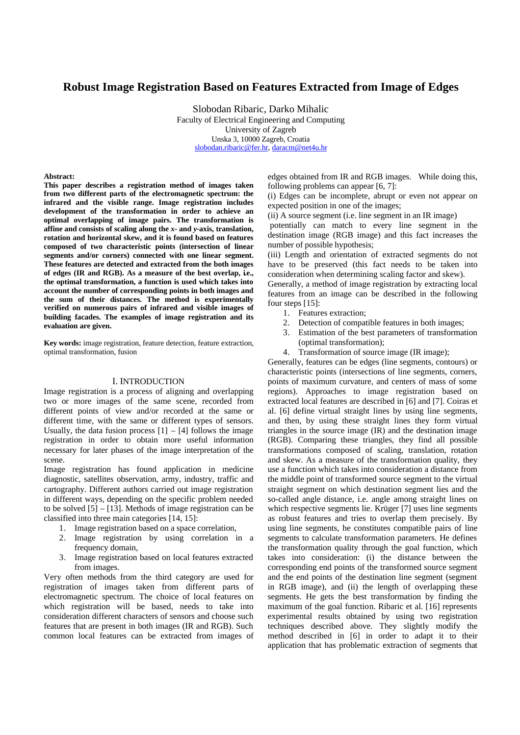# Robust Image Registration Based on Features Extracted from Image of Edges

Slobodan Ribaric, Darko Mihalic
Faculty of Electrical Engineering and Computing
University of Zagreb
Unska 3, 10000 Zagreb, Croatia
slobodan.ribaric@fer.hr, daracm@net4u.hr

**Abstract:**
**This paper describes a registration method of images taken from two different parts of the electromagnetic spectrum: the infrared and the visible range. Image registration includes development of the transformation in order to achieve an optimal overlapping of image pairs. The transformation is affine and consists of scaling along the *x*- and *y*-axis, translation, rotation and horizontal skew, and it is found based on features composed of two characteristic points (intersection of linear segments and/or corners) connected with one linear segment. These features are detected and extracted from the both images of edges (IR and RGB). As a measure of the best overlap, i.e., the optimal transformation, a function is used which takes into account the number of corresponding points in both images and the sum of their distances. The method is experimentally verified on numerous pairs of infrared and visible images of building facades. The examples of image registration and its evaluation are given.**

**Key words:** image registration, feature detection, feature extraction, optimal transformation, fusion

## I. INTRODUCTION

Image registration is a process of aligning and overlapping two or more images of the same scene, recorded from different points of view and/or recorded at the same or different time, with the same or different types of sensors. Usually, the data fusion process [1] – [4] follows the image registration in order to obtain more useful information necessary for later phases of the image interpretation of the scene.

Image registration has found application in medicine diagnostic, satellites observation, army, industry, traffic and cartography. Different authors carried out image registration in different ways, depending on the specific problem needed to be solved [5] – [13]. Methods of image registration can be classified into three main categories [14, 15]:

1. Image registration based on a space correlation,
2. Image registration by using correlation in a frequency domain,
3. Image registration based on local features extracted from images.

Very often methods from the third category are used for registration of images taken from different parts of electromagnetic spectrum. The choice of local features on which registration will be based, needs to take into consideration different characters of sensors and choose such features that are present in both images (IR and RGB). Such common local features can be extracted from images of edges obtained from IR and RGB images. While doing this, following problems can appear [6, 7]:

(i) Edges can be incomplete, abrupt or even not appear on expected position in one of the images;

(ii) A source segment (i.e. line segment in an IR image) potentially can match to every line segment in the destination image (RGB image) and this fact increases the number of possible hypothesis;

(iii) Length and orientation of extracted segments do not have to be preserved (this fact needs to be taken into consideration when determining scaling factor and skew).

Generally, a method of image registration by extracting local features from an image can be described in the following four steps [15]:

1. Features extraction;
2. Detection of compatible features in both images;
3. Estimation of the best parameters of transformation (optimal transformation);
4. Transformation of source image (IR image);

Generally, features can be edges (line segments, contours) or characteristic points (intersections of line segments, corners, points of maximum curvature, and centers of mass of some regions). Approaches to image registration based on extracted local features are described in [6] and [7]. Coiras et al. [6] define virtual straight lines by using line segments, and then, by using these straight lines they form virtual triangles in the source image (IR) and the destination image (RGB). Comparing these triangles, they find all possible transformations composed of scaling, translation, rotation and skew. As a measure of the transformation quality, they use a function which takes into consideration a distance from the middle point of transformed source segment to the virtual straight segment on which destination segment lies and the so-called angle distance, i.e. angle among straight lines on which respective segments lie. Krüger [7] uses line segments as robust features and tries to overlap them precisely. By using line segments, he constitutes compatible pairs of line segments to calculate transformation parameters. He defines the transformation quality through the goal function, which takes into consideration: (i) the distance between the corresponding end points of the transformed source segment and the end points of the destination line segment (segment in RGB image), and (ii) the length of overlapping these segments. He gets the best transformation by finding the maximum of the goal function. Ribaric et al. [16] represents experimental results obtained by using two registration techniques described above. They slightly modify the method described in [6] in order to adapt it to their application that has problematic extraction of segments that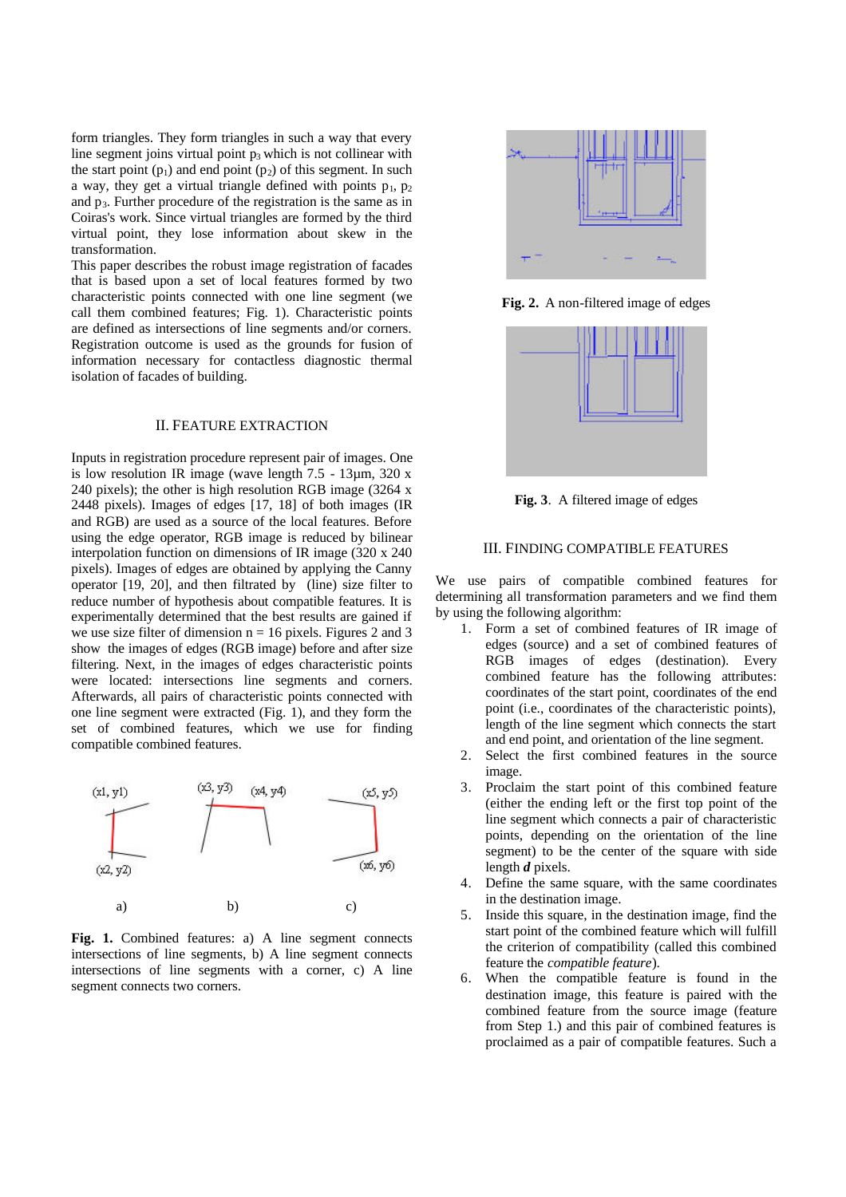form triangles. They form triangles in such a way that every line segment joins virtual point $p_3$ which is not collinear with the start point ($p_1$) and end point ($p_2$) of this segment. In such a way, they get a virtual triangle defined with points $p_1$, $p_2$ and $p_3$. Further procedure of the registration is the same as in Coiras's work. Since virtual triangles are formed by the third virtual point, they lose information about skew in the transformation.

This paper describes the robust image registration of facades that is based upon a set of local features formed by two characteristic points connected with one line segment (we call them combined features; Fig. 1). Characteristic points are defined as intersections of line segments and/or corners. Registration outcome is used as the grounds for fusion of information necessary for contactless diagnostic thermal isolation of facades of building.

## II. FEATURE EXTRACTION

Inputs in registration procedure represent pair of images. One is low resolution IR image (wave length 7.5 - 13µm, 320 x 240 pixels); the other is high resolution RGB image (3264 x 2448 pixels). Images of edges [17, 18] of both images (IR and RGB) are used as a source of the local features. Before using the edge operator, RGB image is reduced by bilinear interpolation function on dimensions of IR image (320 x 240 pixels). Images of edges are obtained by applying the Canny operator [19, 20], and then filtrated by (line) size filter to reduce number of hypothesis about compatible features. It is experimentally determined that the best results are gained if we use size filter of dimension n = 16 pixels. Figures 2 and 3 show the images of edges (RGB image) before and after size filtering. Next, in the images of edges characteristic points were located: intersections line segments and corners. Afterwards, all pairs of characteristic points connected with one line segment were extracted (Fig. 1), and they form the set of combined features, which we use for finding compatible combined features.

(x1, y1) (x2, y2) a) (x3, y3) (x4, y4) b) (x5, y5) (x6, y6) c)

**Fig. 1.** Combined features: a) A line segment connects intersections of line segments, b) A line segment connects intersections of line segments with a corner, c) A line segment connects two corners.

**Fig. 2.** A non-filtered image of edges

**Fig. 3**. A filtered image of edges

## III. FINDING COMPATIBLE FEATURES

We use pairs of compatible combined features for determining all transformation parameters and we find them by using the following algorithm:

1. Form a set of combined features of IR image of edges (source) and a set of combined features of RGB images of edges (destination). Every combined feature has the following attributes: coordinates of the start point, coordinates of the end point (i.e., coordinates of the characteristic points), length of the line segment which connects the start and end point, and orientation of the line segment.
2. Select the first combined features in the source image.
3. Proclaim the start point of this combined feature (either the ending left or the first top point of the line segment which connects a pair of characteristic points, depending on the orientation of the line segment) to be the center of the square with side length ***d*** pixels.
4. Define the same square, with the same coordinates in the destination image.
5. Inside this square, in the destination image, find the start point of the combined feature which will fulfill the criterion of compatibility (called this combined feature the *compatible feature*).
6. When the compatible feature is found in the destination image, this feature is paired with the combined feature from the source image (feature from Step 1.) and this pair of combined features is proclaimed as a pair of compatible features. Such a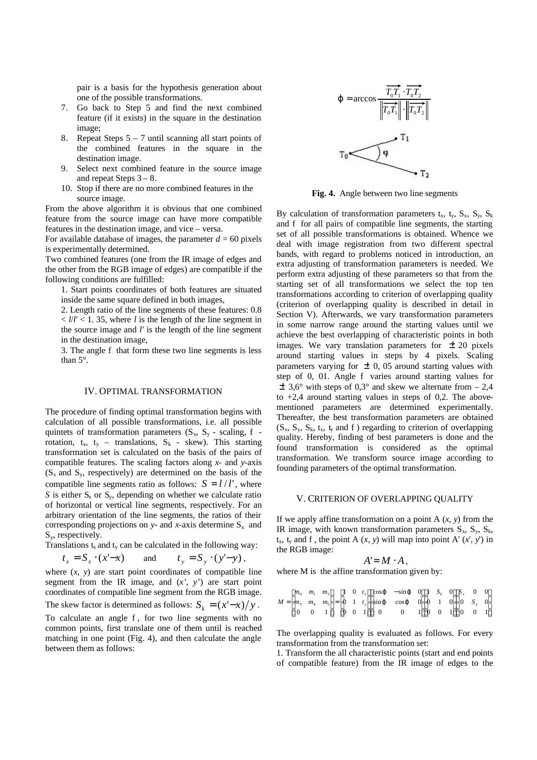pair is a basis for the hypothesis generation about one of the possible transformations.

7. Go back to Step 5 and find the next combined feature (if it exists) in the square in the destination image;
8. Repeat Steps 5 – 7 until scanning all start points of the combined features in the square in the destination image.
9. Select next combined feature in the source image and repeat Steps 3 – 8.
10. Stop if there are no more combined features in the source image.

From the above algorithm it is obvious that one combined feature from the source image can have more compatible features in the destination image, and vice – versa.

For available database of images, the parameter $d = 60$ pixels is experimentally determined.

Two combined features (one from the IR image of edges and the other from the RGB image of edges) are compatible if the following conditions are fulfilled:

1. Start points coordinates of both features are situated inside the same square defined in both images,

2. Length ratio of the line segments of these features: $0.8 < l/l' < 1.35$, where $l$ is the length of the line segment in the source image and $l'$ is the length of the line segment in the destination image,

3. The angle $\varphi$ that form these two line segments is less than 5°.

## IV. OPTIMAL TRANSFORMATION

The procedure of finding optimal transformation begins with calculation of all possible transformations, i.e. all possible quintets of transformation parameters ($S_x$, $S_y$ - scaling, $\varphi$ - rotation, $t_x$, $t_y$ – translations, $S_k$ - skew). This starting transformation set is calculated on the basis of the pairs of compatible features. The scaling factors along *x*- and *y*-axis ($S_x$ and $S_y$, respectively) are determined on the basis of the compatible line segments ratio as follows: $S = l / l'$, where $S$ is either $S_x$ or $S_y$, depending on whether we calculate ratio of horizontal or vertical line segments, respectively. For an arbitrary orientation of the line segments, the ratios of their corresponding projections on *y*- and *x*-axis determine $S_x$ and $S_y$, respectively.

Translations $t_x$ and $t_y$ can be calculated in the following way:

$$t_x = S_x \cdot (x' - x) \quad \text{and} \quad t_y = S_y \cdot (y' - y),$$

where $(x, y)$ are start point coordinates of compatible line segment from the IR image, and $(x', y')$ are start point coordinates of compatible line segment from the RGB image. The skew factor is determined as follows: $S_k = (x' - x)/y$.

To calculate an angle $\varphi$, for two line segments with no common points, first translate one of them until is reached matching in one point (Fig. 4), and then calculate the angle between them as follows:

$$\varphi = \arccos \frac{\overrightarrow{T_0T_1} \cdot \overrightarrow{T_0T_2}}{\left\| \overrightarrow{T_0T_1} \right\| \cdot \left\| \overrightarrow{T_0T_2} \right\|}$$

**Fig. 4.** Angle between two line segments

By calculation of transformation parameters $t_x$, $t_y$, $S_x$, $S_y$, $S_k$ and $\varphi$ for all pairs of compatible line segments, the starting set of all possible transformations is obtained. Whence we deal with image registration from two different spectral bands, with regard to problems noticed in introduction, an extra adjusting of transformation parameters is needed. We perform extra adjusting of these parameters so that from the starting set of all transformations we select the top ten transformations according to criterion of overlapping quality (criterion of overlapping quality is described in detail in Section V). Afterwards, we vary transformation parameters in some narrow range around the starting values until we achieve the best overlapping of characteristic points in both images. We vary translation parameters for $\pm 20$ pixels around starting values in steps by 4 pixels. Scaling parameters varying for $\pm$ 0, 05 around starting values with step of 0, 01. Angle $\varphi$ varies around starting values for $\pm$ 3,6° with steps of 0,3° and skew we alternate from – 2,4 to +2,4 around starting values in steps of 0,2. The above-mentioned parameters are determined experimentally. Thereafter, the best transformation parameters are obtained ($S_x$, $S_y$, $S_k$, $t_x$, $t_y$ and $\varphi$) regarding to criterion of overlapping quality. Hereby, finding of best parameters is done and the found transformation is considered as the optimal transformation. We transform source image according to founding parameters of the optimal transformation.

## V. CRITERION OF OVERLAPPING QUALITY

If we apply affine transformation on a point A $(x, y)$ from the IR image, with known transformation parameters $S_x$, $S_y$, $S_k$, $t_x$, $t_y$ and $\varphi$, the point A $(x, y)$ will map into point A' $(x', y')$ in the RGB image:

$$A' = M \cdot A,$$

where M is the affine transformation given by:

$$M = \begin{bmatrix} m_0 & m_1 & m_2 \\ m_3 & m_4 & m_5 \\ 0 & 0 & 1 \end{bmatrix} = \begin{bmatrix} 1 & 0 & t_x \\ 0 & 1 & t_y \\ 0 & 0 & 1 \end{bmatrix} \begin{bmatrix} \cos\varphi & -\sin\varphi & 0 \\ \sin\varphi & \cos\varphi & 0 \\ 0 & 0 & 1 \end{bmatrix} \begin{bmatrix} 1 & S_k & 0 \\ 0 & 1 & 0 \\ 0 & 0 & 1 \end{bmatrix} \begin{bmatrix} S_x & 0 & 0 \\ 0 & S_y & 0 \\ 0 & 0 & 1 \end{bmatrix}$$

The overlapping quality is evaluated as follows. For every transformation from the transformation set:

1. Transform the all characteristic points (start and end points of compatible feature) from the IR image of edges to the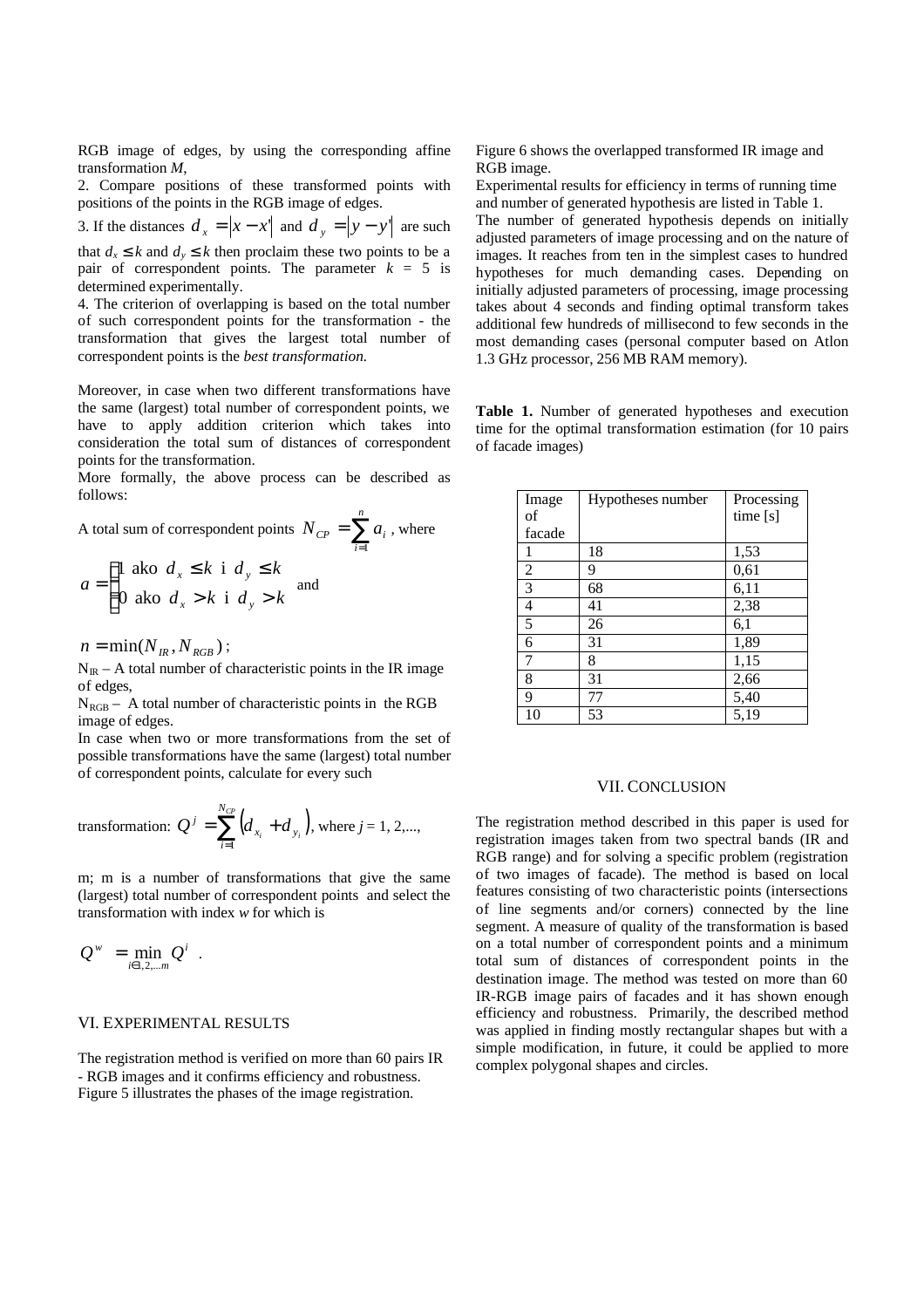RGB image of edges, by using the corresponding affine transformation *M*,

2. Compare positions of these transformed points with positions of the points in the RGB image of edges.

3. If the distances $d_x = |x - x'|$ and $d_y = |y - y'|$ are such that $d_x \le k$ and $d_y \le k$ then proclaim these two points to be a pair of correspondent points. The parameter $k = 5$ is determined experimentally.

4. The criterion of overlapping is based on the total number of such correspondent points for the transformation - the transformation that gives the largest total number of correspondent points is the *best transformation.*

Moreover, in case when two different transformations have the same (largest) total number of correspondent points, we have to apply addition criterion which takes into consideration the total sum of distances of correspondent points for the transformation.

More formally, the above process can be described as follows:

A total sum of correspondent points $N_{CP} = \sum_{i=1}^{n} a_i$ , where

$$a = \begin{cases} 1 \text{ ako } d_x \le k \text{ i } d_y \le k \\ 0 \text{ ako } d_x > k \text{ i } d_y > k \end{cases}$$ and

$n = \min(N_{IR}, N_{RGB})$;

$N_{IR}$ – A total number of characteristic points in the IR image of edges,

$N_{RGB}$ – A total number of characteristic points in the RGB image of edges.

In case when two or more transformations from the set of possible transformations have the same (largest) total number of correspondent points, calculate for every such

transformation: $Q^j = \sum_{i=1}^{N_{CP}} \left( d_{x_i} + d_{y_i} \right)$, where $j = 1, 2, ...,$ m; m is a number of transformations that give the same (largest) total number of correspondent points and select the transformation with index *w* for which is

$$Q^w = \min_{i \in 1,2,...m} Q^i \ .$$

## VI. Experimental Results

The registration method is verified on more than 60 pairs IR - RGB images and it confirms efficiency and robustness. Figure 5 illustrates the phases of the image registration.

Figure 6 shows the overlapped transformed IR image and RGB image.

Experimental results for efficiency in terms of running time and number of generated hypothesis are listed in Table 1.

The number of generated hypothesis depends on initially adjusted parameters of image processing and on the nature of images. It reaches from ten in the simplest cases to hundred hypotheses for much demanding cases. Depending on initially adjusted parameters of processing, image processing takes about 4 seconds and finding optimal transform takes additional few hundreds of millisecond to few seconds in the most demanding cases (personal computer based on Atlon 1.3 GHz processor, 256 MB RAM memory).

**Table 1.** Number of generated hypotheses and execution time for the optimal transformation estimation (for 10 pairs of facade images)

| Image of facade | Hypotheses number | Processing time [s] |
|---|---|---|
| 1 | 18 | 1,53 |
| 2 | 9 | 0,61 |
| 3 | 68 | 6,11 |
| 4 | 41 | 2,38 |
| 5 | 26 | 6,1 |
| 6 | 31 | 1,89 |
| 7 | 8 | 1,15 |
| 8 | 31 | 2,66 |
| 9 | 77 | 5,40 |
| 10 | 53 | 5,19 |

## VII. Conclusion

The registration method described in this paper is used for registration images taken from two spectral bands (IR and RGB range) and for solving a specific problem (registration of two images of facade). The method is based on local features consisting of two characteristic points (intersections of line segments and/or corners) connected by the line segment. A measure of quality of the transformation is based on a total number of correspondent points and a minimum total sum of distances of correspondent points in the destination image. The method was tested on more than 60 IR-RGB image pairs of facades and it has shown enough efficiency and robustness. Primarily, the described method was applied in finding mostly rectangular shapes but with a simple modification, in future, it could be applied to more complex polygonal shapes and circles.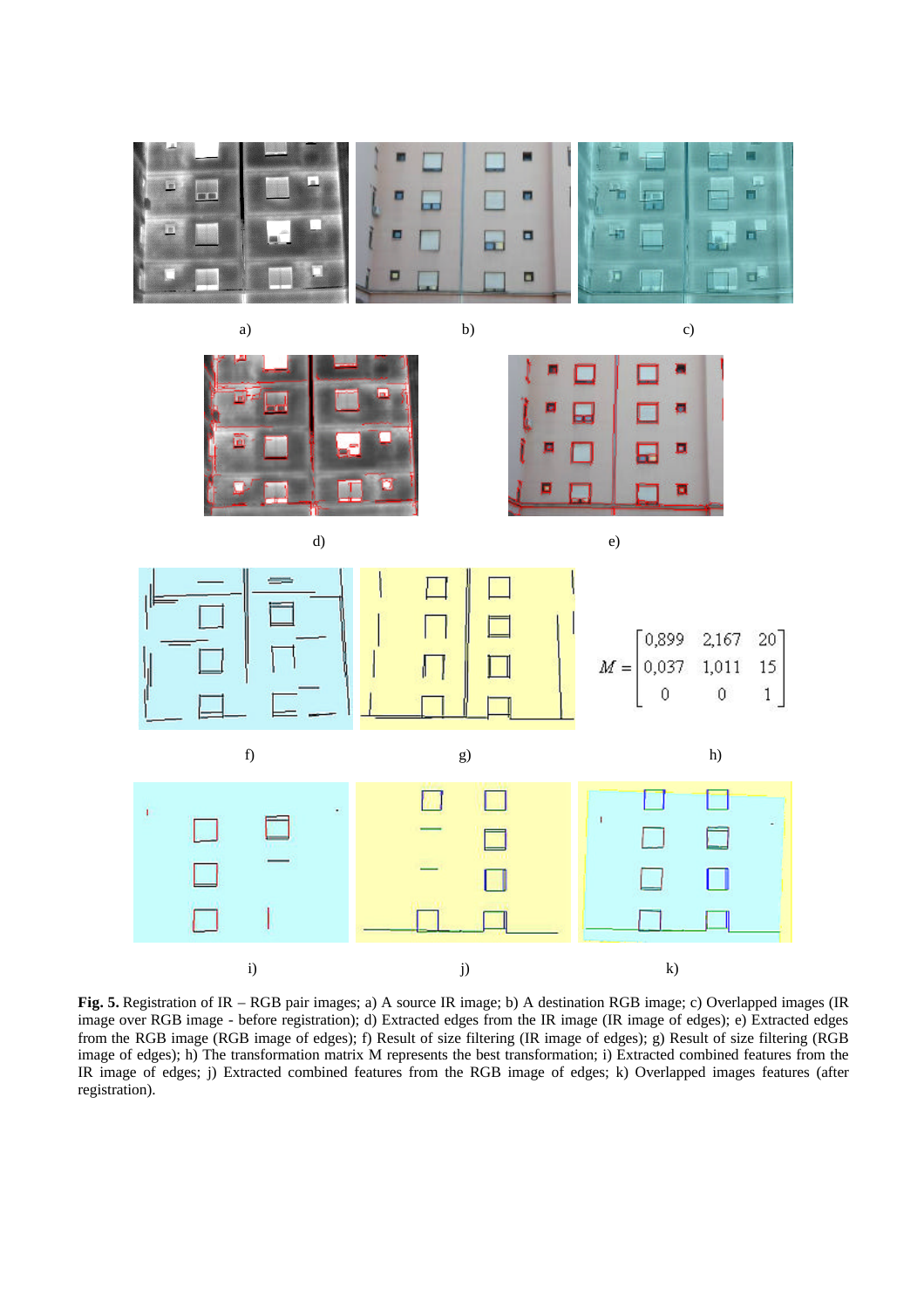a) b) c)

d) e)

f) g) h)

$$M = \begin{bmatrix} 0{,}899 & 2{,}167 & 20 \\ 0{,}037 & 1{,}011 & 15 \\ 0 & 0 & 1 \end{bmatrix}$$

i) j) k)

**Fig. 5.** Registration of IR – RGB pair images; a) A source IR image; b) A destination RGB image; c) Overlapped images (IR image over RGB image - before registration); d) Extracted edges from the IR image (IR image of edges); e) Extracted edges from the RGB image (RGB image of edges); f) Result of size filtering (IR image of edges); g) Result of size filtering (RGB image of edges); h) The transformation matrix M represents the best transformation; i) Extracted combined features from the IR image of edges; j) Extracted combined features from the RGB image of edges; k) Overlapped images features (after registration).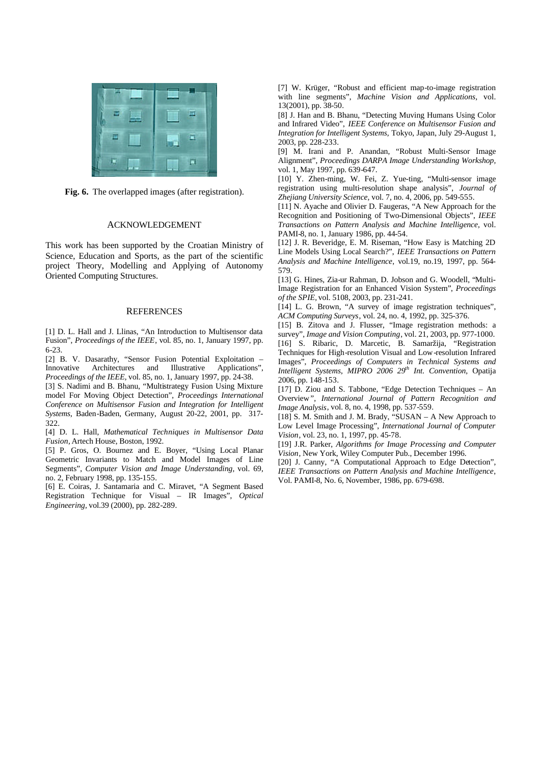**Fig. 6.** The overlapped images (after registration).

## ACKNOWLEDGEMENT

This work has been supported by the Croatian Ministry of Science, Education and Sports, as the part of the scientific project Theory, Modelling and Applying of Autonomy Oriented Computing Structures.

## REFERENCES

[1] D. L. Hall and J. Llinas, "An Introduction to Multisensor data Fusion", *Proceedings of the IEEE*, vol. 85, no. 1, January 1997, pp. 6-23.

[2] B. V. Dasarathy, "Sensor Fusion Potential Exploitation – Innovative Architectures and Illustrative Applications", *Proceedings of the IEEE*, vol. 85, no. 1, January 1997, pp. 24-38.

[3] S. Nadimi and B. Bhanu, "Multistrategy Fusion Using Mixture model For Moving Object Detection", *Proceedings International Conference on Multisensor Fusion and Integration for Intelligent Systems*, Baden-Baden, Germany, August 20-22, 2001, pp. 317-322.

[4] D. L. Hall, *Mathematical Techniques in Multisensor Data Fusion*, Artech House, Boston, 1992.

[5] P. Gros, O. Bournez and E. Boyer, "Using Local Planar Geometric Invariants to Match and Model Images of Line Segments", *Computer Vision and Image Understanding*, vol. 69, no. 2, February 1998, pp. 135-155.

[6] E. Coiras, J. Santamaria and C. Miravet, "A Segment Based Registration Technique for Visual – IR Images", *Optical Engineering*, vol.39 (2000), pp. 282-289.

[7] W. Krüger, "Robust and efficient map-to-image registration with line segments", *Machine Vision and Applications*, vol. 13(2001), pp. 38-50.

[8] J. Han and B. Bhanu, "Detecting Muving Humans Using Color and Infrared Video", *IEEE Conference on Multisensor Fusion and Integration for Intelligent Systems*, Tokyo, Japan, July 29-August 1, 2003, pp. 228-233.

[9] M. Irani and P. Anandan, "Robust Multi-Sensor Image Alignment", *Proceedings DARPA Image Understanding Workshop*, vol. 1, May 1997, pp. 639-647.

[10] Y. Zhen-ming, W. Fei, Z. Yue-ting, "Multi-sensor image registration using multi-resolution shape analysis", *Journal of Zhejiang University Science*, vol. 7, no. 4, 2006, pp. 549-555.

[11] N. Ayache and Olivier D. Faugeras, "A New Approach for the Recognition and Positioning of Two-Dimensional Objects", *IEEE Transactions on Pattern Analysis and Machine Intelligence*, vol. PAMI-8, no. 1, January 1986, pp. 44-54.

[12] J. R. Beveridge, E. M. Riseman, "How Easy is Matching 2D Line Models Using Local Search?", *IEEE Transactions on Pattern Analysis and Machine Intelligence*, vol.19, no.19, 1997, pp. 564-579.

[13] G. Hines, Zia-ur Rahman, D. Jobson and G. Woodell, "Multi-Image Registration for an Enhanced Vision System", *Proceedings of the SPIE*, vol. 5108, 2003, pp. 231-241.

[14] L. G. Brown, "A survey of image registration techniques", *ACM Computing Surveys*, vol. 24, no. 4, 1992, pp. 325-376.

[15] B. Zitova and J. Flusser, "Image registration methods: a survey", *Image and Vision Computing*, vol. 21, 2003, pp. 977-1000.

[16] S. Ribaric, D. Marcetic, B. Samaržija, "Registration Techniques for High-resolution Visual and Low-resolution Infrared Images", *Proceedings of Computers in Technical Systems and Intelligent Systems, MIPRO 2006 29th Int. Convention*, Opatija 2006, pp. 148-153.

[17] D. Ziou and S. Tabbone, "Edge Detection Techniques – An Overview", *International Journal of Pattern Recognition and Image Analysis*, vol. 8, no. 4, 1998, pp. 537-559.

[18] S. M. Smith and J. M. Brady, "SUSAN – A New Approach to Low Level Image Processing", *International Journal of Computer Vision*, vol. 23, no. 1, 1997, pp. 45-78.

[19] J.R. Parker, *Algorithms for Image Processing and Computer Vision*, New York, Wiley Computer Pub., December 1996.

[20] J. Canny, "A Computational Approach to Edge Detection", *IEEE Transactions on Pattern Analysis and Machine Intelligence*, Vol. PAMI-8, No. 6, November, 1986, pp. 679-698.